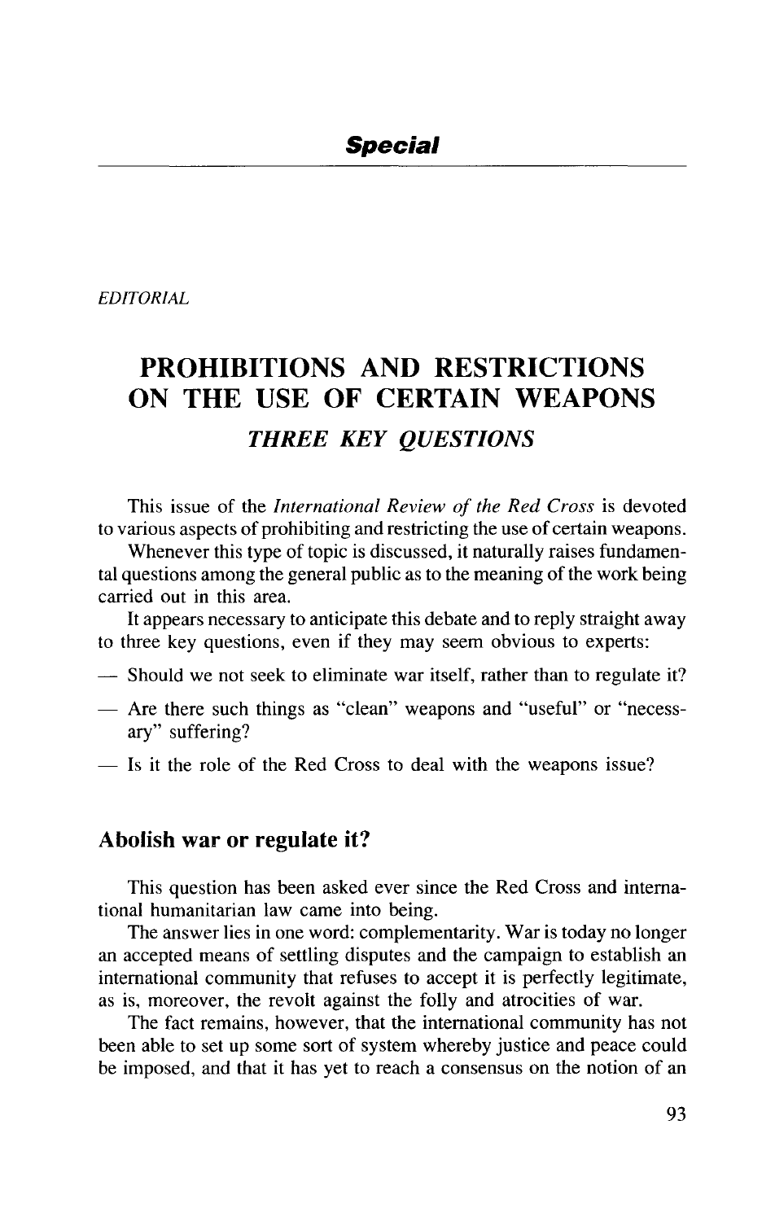## *Special*

*EDITORIAL*

# PROHIBITIONS AND RESTRICTIONS ON THE USE OF CERTAIN WEAPONS

### *THREE KEY QUESTIONS*

This issue of the *International Review of the Red Cross* is devoted to various aspects of prohibiting and restricting the use of certain weapons.

Whenever this type of topic is discussed, it naturally raises fundamental questions among the general public as to the meaning of the work being carried out in this area.

It appears necessary to anticipate this debate and to reply straight away to three key questions, even if they may seem obvious to experts:

- Should we not seek to eliminate war itself, rather than to regulate it?
- Are there such things as "clean" weapons and "useful" or "necessary" suffering?
- Is it the role of the Red Cross to deal with the weapons issue?

## Abolish war or regulate it?

This question has been asked ever since the Red Cross and international humanitarian law came into being.

The answer lies in one word: complementarity. War is today no longer an accepted means of settling disputes and the campaign to establish an international community that refuses to accept it is perfectly legitimate, as is, moreover, the revolt against the folly and atrocities of war.

The fact remains, however, that the international community has not been able to set up some sort of system whereby justice and peace could be imposed, and that it has yet to reach a consensus on the notion of an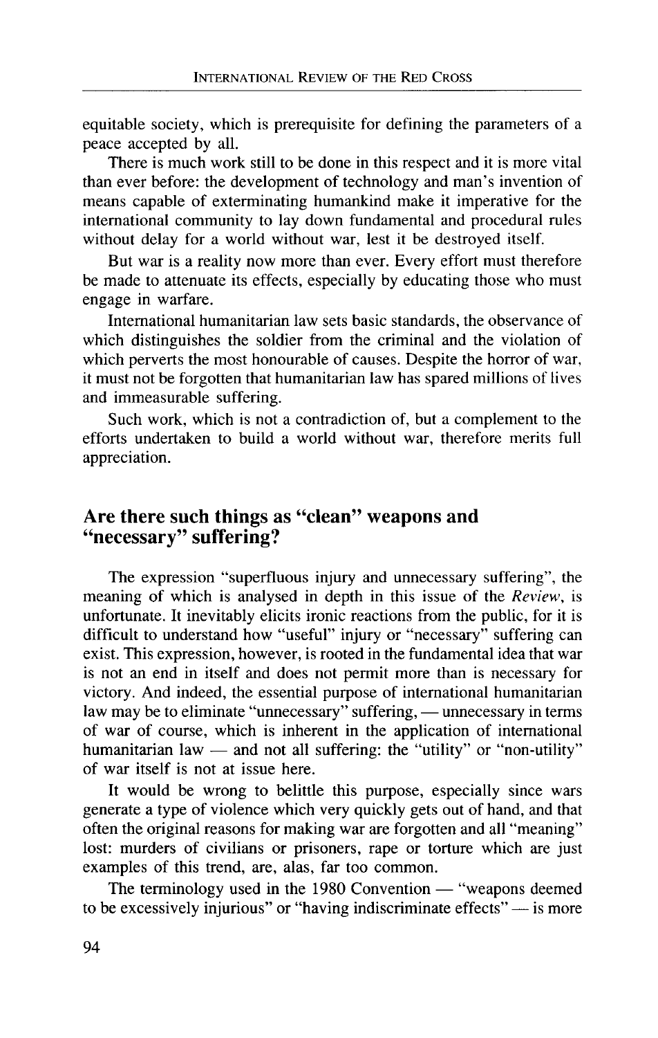equitable society, which is prerequisite for defining the parameters of a peace accepted by all.

There is much work still to be done in this respect and it is more vital than ever before: the development of technology and man's invention of means capable of exterminating humankind make it imperative for the international community to lay down fundamental and procedural rules without delay for a world without war, lest it be destroyed itself.

But war is a reality now more than ever. Every effort must therefore be made to attenuate its effects, especially by educating those who must engage in warfare.

International humanitarian law sets basic standards, the observance of which distinguishes the soldier from the criminal and the violation of which perverts the most honourable of causes. Despite the horror of war, it must not be forgotten that humanitarian law has spared millions of lives and immeasurable suffering.

Such work, which is not a contradiction of, but a complement to the efforts undertaken to build a world without war, therefore merits full appreciation.

## Are there such things as "clean" weapons and "necessary" suffering?

The expression "superfluous injury and unnecessary suffering", the meaning of which is analysed in depth in this issue of the *Review*, is unfortunate. It inevitably elicits ironic reactions from the public, for it is difficult to understand how "useful" injury or "necessary" suffering can exist. This expression, however, is rooted in the fundamental idea that war is not an end in itself and does not permit more than is necessary for victory. And indeed, the essential purpose of international humanitarian law may be to eliminate "unnecessary" suffering, — unnecessary in terms of war of course, which is inherent in the application of international humanitarian law — and not all suffering: the "utility" or "non-utility" of war itself is not at issue here.

It would be wrong to belittle this purpose, especially since wars generate a type of violence which very quickly gets out of hand, and that often the original reasons for making war are forgotten and all "meaning" lost: murders of civilians or prisoners, rape or torture which are just examples of this trend, are, alas, far too common.

The terminology used in the 1980 Convention — "weapons deemed to be excessively injurious" or "having indiscriminate effects" — is more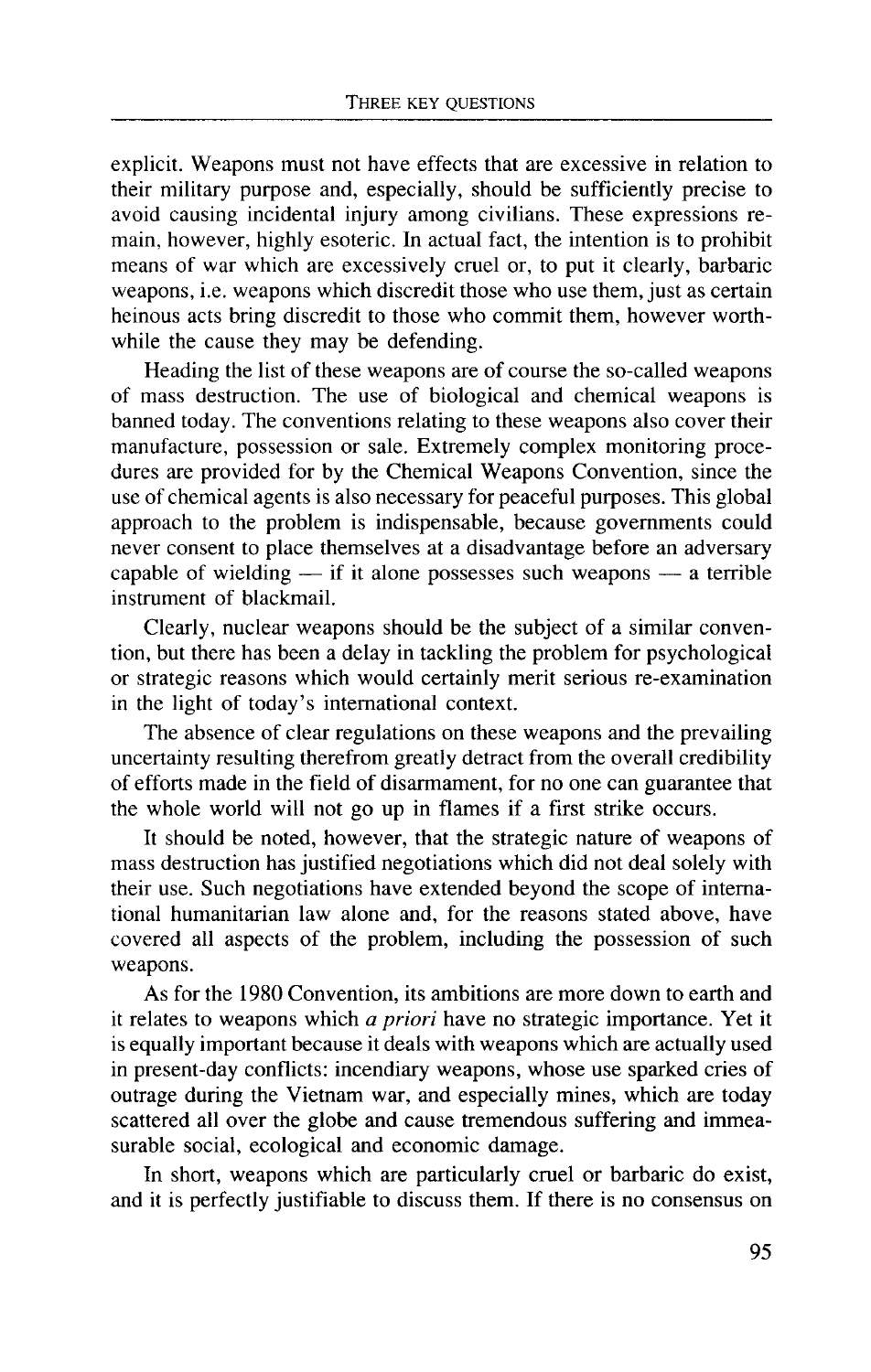explicit. Weapons must not have effects that are excessive in relation to their military purpose and, especially, should be sufficiently precise to avoid causing incidental injury among civilians. These expressions remain, however, highly esoteric. In actual fact, the intention is to prohibit means of war which are excessively cruel or, to put it clearly, barbaric weapons, i.e. weapons which discredit those who use them, just as certain heinous acts bring discredit to those who commit them, however worthwhile the cause they may be defending.

Heading the list of these weapons are of course the so-called weapons of mass destruction. The use of biological and chemical weapons is banned today. The conventions relating to these weapons also cover their manufacture, possession or sale. Extremely complex monitoring procedures are provided for by the Chemical Weapons Convention, since the use of chemical agents is also necessary for peaceful purposes. This global approach to the problem is indispensable, because governments could never consent to place themselves at a disadvantage before an adversary capable of wielding — if it alone possesses such weapons — a terrible instrument of blackmail.

Clearly, nuclear weapons should be the subject of a similar convention, but there has been a delay in tackling the problem for psychological or strategic reasons which would certainly merit serious re-examination in the light of today's international context.

The absence of clear regulations on these weapons and the prevailing uncertainty resulting therefrom greatly detract from the overall credibility of efforts made in the field of disarmament, for no one can guarantee that the whole world will not go up in flames if a first strike occurs.

It should be noted, however, that the strategic nature of weapons of mass destruction has justified negotiations which did not deal solely with their use. Such negotiations have extended beyond the scope of international humanitarian law alone and, for the reasons stated above, have covered all aspects of the problem, including the possession of such weapons.

As for the 1980 Convention, its ambitions are more down to earth and it relates to weapons which *a priori* have no strategic importance. Yet it is equally important because it deals with weapons which are actually used in present-day conflicts: incendiary weapons, whose use sparked cries of outrage during the Vietnam war, and especially mines, which are today scattered all over the globe and cause tremendous suffering and immeasurable social, ecological and economic damage.

In short, weapons which are particularly cruel or barbaric do exist, and it is perfectly justifiable to discuss them. If there is no consensus on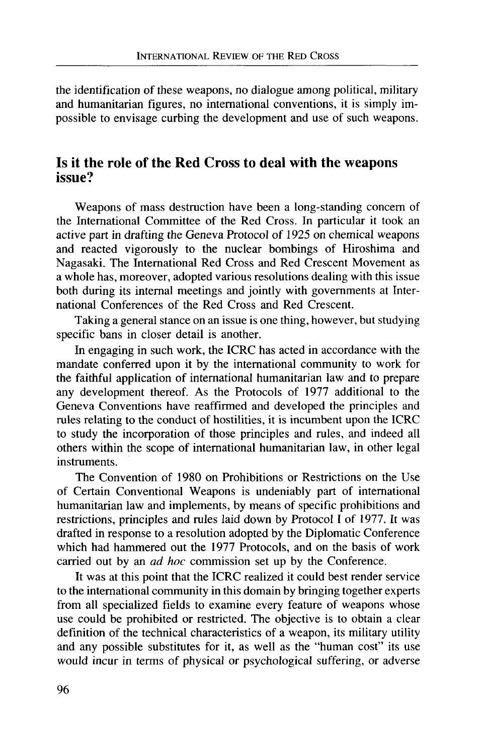the identification of these weapons, no dialogue among political, military and humanitarian figures, no international conventions, it is simply impossible to envisage curbing the development and use of such weapons.

## Is it the role of the Red Cross to deal with the weapons issue?

Weapons of mass destruction have been a long-standing concern of the International Committee of the Red Cross. In particular it took an active part in drafting the Geneva Protocol of 1925 on chemical weapons and reacted vigorously to the nuclear bombings of Hiroshima and Nagasaki. The International Red Cross and Red Crescent Movement as a whole has, moreover, adopted various resolutions dealing with this issue both during its internal meetings and jointly with governments at International Conferences of the Red Cross and Red Crescent.

Taking a general stance on an issue is one thing, however, but studying specific bans in closer detail is another.

In engaging in such work, the ICRC has acted in accordance with the mandate conferred upon it by the international community to work for the faithful application of international humanitarian law and to prepare any development thereof. As the Protocols of 1977 additional to the Geneva Conventions have reaffirmed and developed the principles and rules relating to the conduct of hostilities, it is incumbent upon the ICRC to study the incorporation of those principles and rules, and indeed all others within the scope of international humanitarian law, in other legal instruments.

The Convention of 1980 on Prohibitions or Restrictions on the Use of Certain Conventional Weapons is undeniably part of international humanitarian law and implements, by means of specific prohibitions and restrictions, principles and rules laid down by Protocol I of 1977. It was drafted in response to a resolution adopted by the Diplomatic Conference which had hammered out the 1977 Protocols, and on the basis of work carried out by an *ad hoc* commission set up by the Conference.

It was at this point that the ICRC realized it could best render service to the international community in this domain by bringing together experts from all specialized fields to examine every feature of weapons whose use could be prohibited or restricted. The objective is to obtain a clear definition of the technical characteristics of a weapon, its military utility and any possible substitutes for it, as well as the "human cost" its use would incur in terms of physical or psychological suffering, or adverse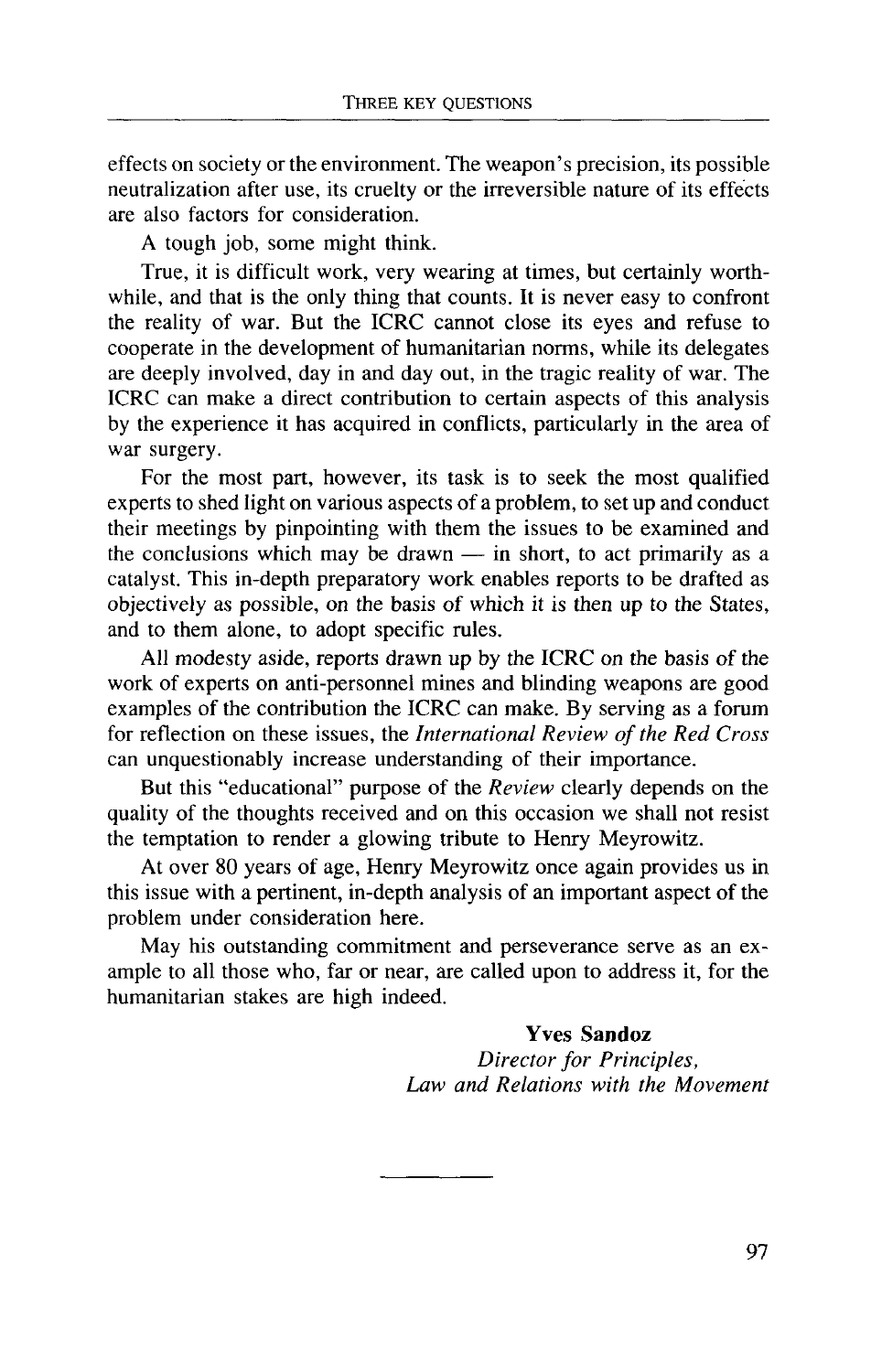effects on society or the environment. The weapon's precision, its possible neutralization after use, its cruelty or the irreversible nature of its effects are also factors for consideration.

A tough job, some might think.

True, it is difficult work, very wearing at times, but certainly worthwhile, and that is the only thing that counts. It is never easy to confront the reality of war. But the ICRC cannot close its eyes and refuse to cooperate in the development of humanitarian norms, while its delegates are deeply involved, day in and day out, in the tragic reality of war. The ICRC can make a direct contribution to certain aspects of this analysis by the experience it has acquired in conflicts, particularly in the area of war surgery.

For the most part, however, its task is to seek the most qualified experts to shed light on various aspects of a problem, to set up and conduct their meetings by pinpointing with them the issues to be examined and the conclusions which may be drawn — in short, to act primarily as a catalyst. This in-depth preparatory work enables reports to be drafted as objectively as possible, on the basis of which it is then up to the States, and to them alone, to adopt specific rules.

All modesty aside, reports drawn up by the ICRC on the basis of the work of experts on anti-personnel mines and blinding weapons are good examples of the contribution the ICRC can make. By serving as a forum for reflection on these issues, the *International Review of the Red Cross* can unquestionably increase understanding of their importance.

But this "educational" purpose of the *Review* clearly depends on the quality of the thoughts received and on this occasion we shall not resist the temptation to render a glowing tribute to Henry Meyrowitz.

At over 80 years of age, Henry Meyrowitz once again provides us in this issue with a pertinent, in-depth analysis of an important aspect of the problem under consideration here.

May his outstanding commitment and perseverance serve as an example to all those who, far or near, are called upon to address it, for the humanitarian stakes are high indeed.

**Yves Sandoz**
*Director for Principles,*
*Law and Relations with the Movement*